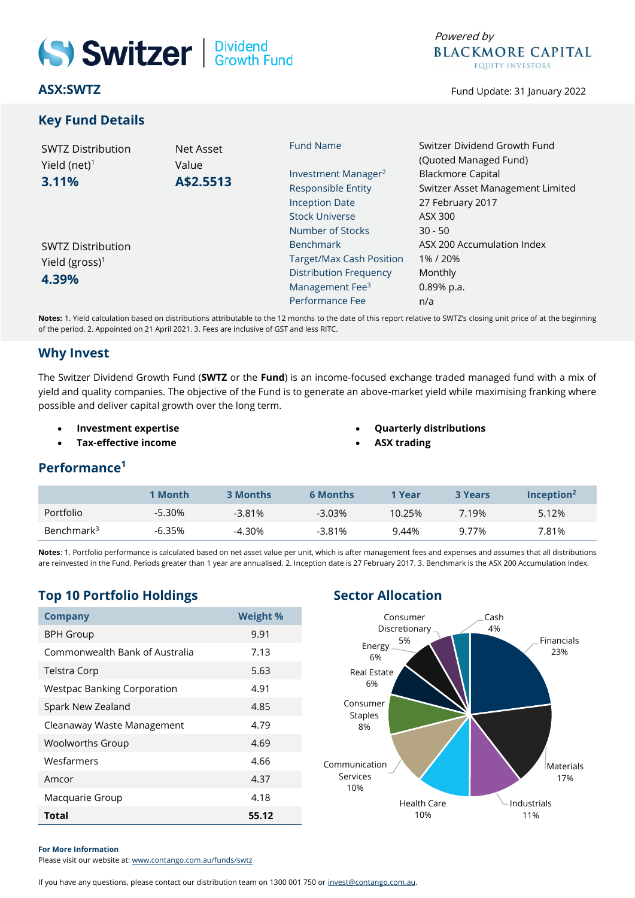# Switzer | Dividend Growth Fund

Powered by BLACKMORE CAPITAL EQUITY INVESTORS

## ASX:SWTZ

Fund Update: 31 January 2022

## Key Fund Details

SWTZ Distribution Yield (net)[1]
**3.11%**

Net Asset Value
**A$2.5513**

SWTZ Distribution Yield (gross)[1]
**4.39%**

| | |
|---|---|
| Fund Name | Switzer Dividend Growth Fund (Quoted Managed Fund) |
| Investment Manager[2] | Blackmore Capital |
| Responsible Entity | Switzer Asset Management Limited |
| Inception Date | 27 February 2017 |
| Stock Universe | ASX 300 |
| Number of Stocks | 30 - 50 |
| Benchmark | ASX 200 Accumulation Index |
| Target/Max Cash Position | 1% / 20% |
| Distribution Frequency | Monthly |
| Management Fee[3] | 0.89% p.a. |
| Performance Fee | n/a |

**Notes:** 1. Yield calculation based on distributions attributable to the 12 months to the date of this report relative to SWTZ's closing unit price of at the beginning of the period. 2. Appointed on 21 April 2021. 3. Fees are inclusive of GST and less RITC.

## Why Invest

The Switzer Dividend Growth Fund (**SWTZ** or the **Fund**) is an income-focused exchange traded managed fund with a mix of yield and quality companies. The objective of the Fund is to generate an above-market yield while maximising franking where possible and deliver capital growth over the long term.

- **Investment expertise**
- **Tax-effective income**
- **Quarterly distributions**
- **ASX trading**

## Performance[1]

| | 1 Month | 3 Months | 6 Months | 1 Year | 3 Years | Inception[2] |
|---|---|---|---|---|---|---|
| Portfolio | -5.30% | -3.81% | -3.03% | 10.25% | 7.19% | 5.12% |
| Benchmark[3] | -6.35% | -4.30% | -3.81% | 9.44% | 9.77% | 7.81% |

**Notes**: 1. Portfolio performance is calculated based on net asset value per unit, which is after management fees and expenses and assumes that all distributions are reinvested in the Fund. Periods greater than 1 year are annualised. 2. Inception date is 27 February 2017. 3. Benchmark is the ASX 200 Accumulation Index.

## Top 10 Portfolio Holdings

| Company | Weight % |
|---|---|
| BPH Group | 9.91 |
| Commonwealth Bank of Australia | 7.13 |
| Telstra Corp | 5.63 |
| Westpac Banking Corporation | 4.91 |
| Spark New Zealand | 4.85 |
| Cleanaway Waste Management | 4.79 |
| Woolworths Group | 4.69 |
| Wesfarmers | 4.66 |
| Amcor | 4.37 |
| Macquarie Group | 4.18 |
| **Total** | **55.12** |

## Sector Allocation

| Sector | Allocation |
|---|---|
| Financials | 23% |
| Materials | 17% |
| Industrials | 11% |
| Health Care | 10% |
| Communication Services | 10% |
| Consumer Staples | 8% |
| Real Estate | 6% |
| Energy | 6% |
| Consumer Discretionary | 5% |
| Cash | 4% |

**For More Information**
Please visit our website at: www.contango.com.au/funds/swtz

If you have any questions, please contact our distribution team on 1300 001 750 or invest@contango.com.au.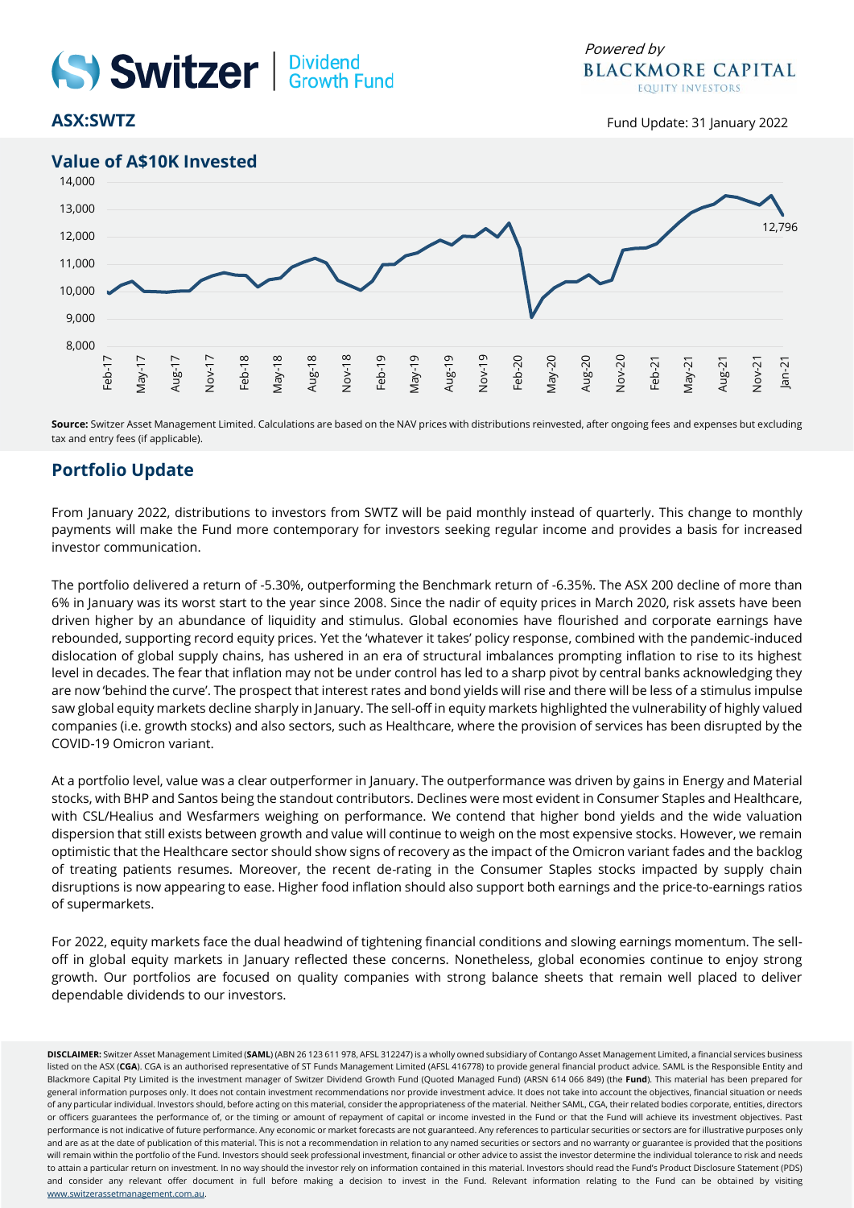Switzer | Dividend Growth Fund

*Powered by* BLACKMORE CAPITAL EQUITY INVESTORS

**ASX:SWTZ**

Fund Update: 31 January 2022

## Value of A$10K Invested

14,000
13,000
12,000
11,000
10,000
9,000
8,000

Feb-17, May-17, Aug-17, Nov-17, Feb-18, May-18, Aug-18, Nov-18, Feb-19, May-19, Aug-19, Nov-19, Feb-20, May-20, Aug-20, Nov-20, Feb-21, May-21, Aug-21, Nov-21, Jan-21

12,796

**Source:** Switzer Asset Management Limited. Calculations are based on the NAV prices with distributions reinvested, after ongoing fees and expenses but excluding tax and entry fees (if applicable).

## Portfolio Update

From January 2022, distributions to investors from SWTZ will be paid monthly instead of quarterly. This change to monthly payments will make the Fund more contemporary for investors seeking regular income and provides a basis for increased investor communication.

The portfolio delivered a return of -5.30%, outperforming the Benchmark return of -6.35%. The ASX 200 decline of more than 6% in January was its worst start to the year since 2008. Since the nadir of equity prices in March 2020, risk assets have been driven higher by an abundance of liquidity and stimulus. Global economies have flourished and corporate earnings have rebounded, supporting record equity prices. Yet the 'whatever it takes' policy response, combined with the pandemic-induced dislocation of global supply chains, has ushered in an era of structural imbalances prompting inflation to rise to its highest level in decades. The fear that inflation may not be under control has led to a sharp pivot by central banks acknowledging they are now 'behind the curve'. The prospect that interest rates and bond yields will rise and there will be less of a stimulus impulse saw global equity markets decline sharply in January. The sell-off in equity markets highlighted the vulnerability of highly valued companies (i.e. growth stocks) and also sectors, such as Healthcare, where the provision of services has been disrupted by the COVID-19 Omicron variant.

At a portfolio level, value was a clear outperformer in January. The outperformance was driven by gains in Energy and Material stocks, with BHP and Santos being the standout contributors. Declines were most evident in Consumer Staples and Healthcare, with CSL/Healius and Wesfarmers weighing on performance. We contend that higher bond yields and the wide valuation dispersion that still exists between growth and value will continue to weigh on the most expensive stocks. However, we remain optimistic that the Healthcare sector should show signs of recovery as the impact of the Omicron variant fades and the backlog of treating patients resumes. Moreover, the recent de-rating in the Consumer Staples stocks impacted by supply chain disruptions is now appearing to ease. Higher food inflation should also support both earnings and the price-to-earnings ratios of supermarkets.

For 2022, equity markets face the dual headwind of tightening financial conditions and slowing earnings momentum. The sell-off in global equity markets in January reflected these concerns. Nonetheless, global economies continue to enjoy strong growth. Our portfolios are focused on quality companies with strong balance sheets that remain well placed to deliver dependable dividends to our investors.

**DISCLAIMER:** Switzer Asset Management Limited (**SAML**) (ABN 26 123 611 978, AFSL 312247) is a wholly owned subsidiary of Contango Asset Management Limited, a financial services business listed on the ASX (**CGA**). CGA is an authorised representative of ST Funds Management Limited (AFSL 416778) to provide general financial product advice. SAML is the Responsible Entity and Blackmore Capital Pty Limited is the investment manager of Switzer Dividend Growth Fund (Quoted Managed Fund) (ARSN 614 066 849) (the **Fund**). This material has been prepared for general information purposes only. It does not contain investment recommendations nor provide investment advice. It does not take into account the objectives, financial situation or needs of any particular individual. Investors should, before acting on this material, consider the appropriateness of the material. Neither SAML, CGA, their related bodies corporate, entities, directors or officers guarantees the performance of, or the timing or amount of repayment of capital or income invested in the Fund or that the Fund will achieve its investment objectives. Past performance is not indicative of future performance. Any economic or market forecasts are not guaranteed. Any references to particular securities or sectors are for illustrative purposes only and are as at the date of publication of this material. This is not a recommendation in relation to any named securities or sectors and no warranty or guarantee is provided that the positions will remain within the portfolio of the Fund. Investors should seek professional investment, financial or other advice to assist the investor determine the individual tolerance to risk and needs to attain a particular return on investment. In no way should the investor rely on information contained in this material. Investors should read the Fund's Product Disclosure Statement (PDS) and consider any relevant offer document in full before making a decision to invest in the Fund. Relevant information relating to the Fund can be obtained by visiting www.switzerassetmanagement.com.au.